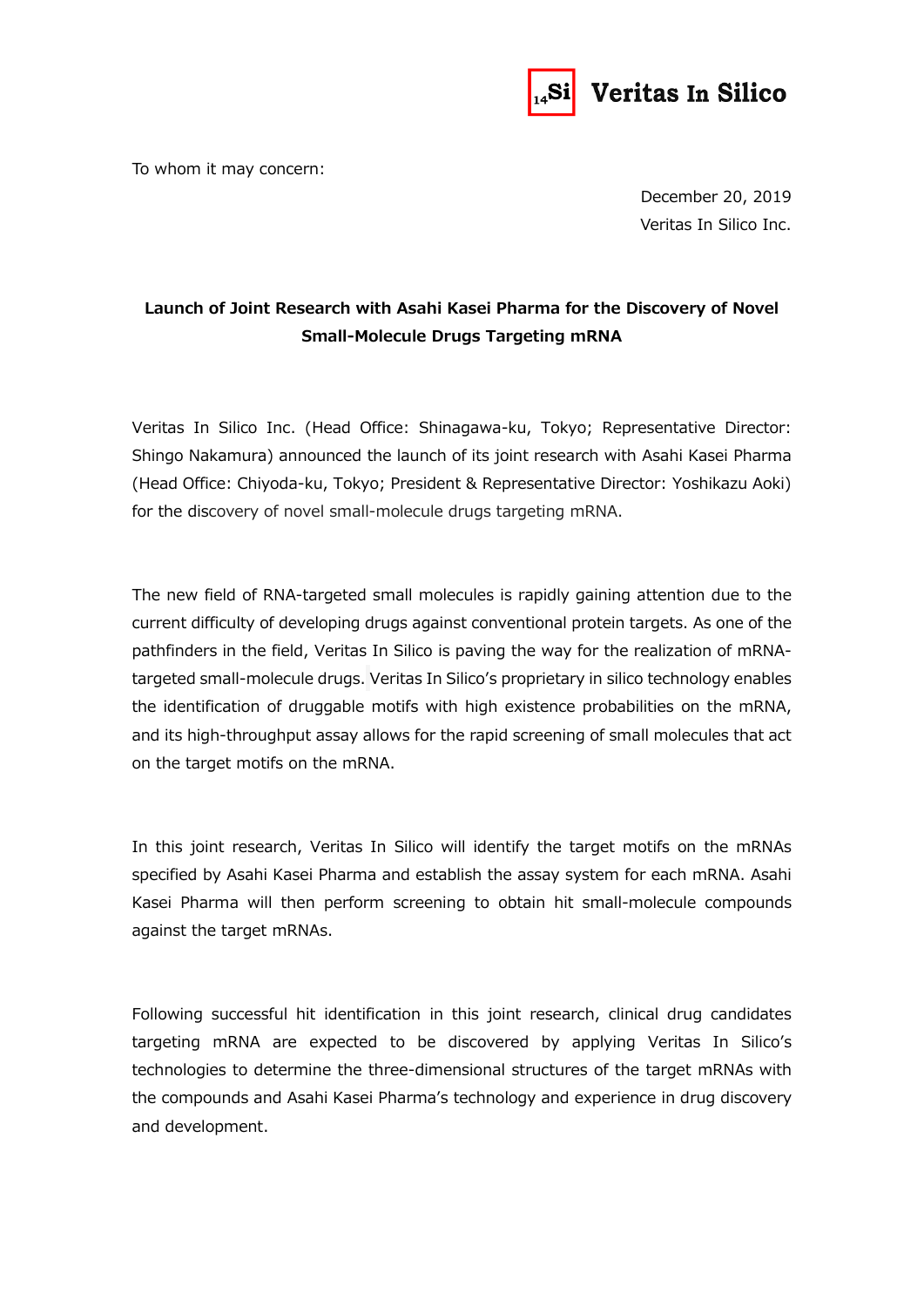To whom it may concern:

December 20, 2019

Veritas In Silico Inc.

**Launch of Joint Research with Asahi Kasei Pharma for the Discovery of Novel Small-Molecule Drugs Targeting mRNA**

Veritas In Silico Inc. (Head Office: Shinagawa-ku, Tokyo; Representative Director: Shingo Nakamura) announced the launch of its joint research with Asahi Kasei Pharma (Head Office: Chiyoda-ku, Tokyo; President & Representative Director: Yoshikazu Aoki) for the discovery of novel small-molecule drugs targeting mRNA.

The new field of RNA-targeted small molecules is rapidly gaining attention due to the current difficulty of developing drugs against conventional protein targets. As one of the pathfinders in the field, Veritas In Silico is paving the way for the realization of mRNA-targeted small-molecule drugs. Veritas In Silico's proprietary in silico technology enables the identification of druggable motifs with high existence probabilities on the mRNA, and its high-throughput assay allows for the rapid screening of small molecules that act on the target motifs on the mRNA.

In this joint research, Veritas In Silico will identify the target motifs on the mRNAs specified by Asahi Kasei Pharma and establish the assay system for each mRNA. Asahi Kasei Pharma will then perform screening to obtain hit small-molecule compounds against the target mRNAs.

Following successful hit identification in this joint research, clinical drug candidates targeting mRNA are expected to be discovered by applying Veritas In Silico's technologies to determine the three-dimensional structures of the target mRNAs with the compounds and Asahi Kasei Pharma's technology and experience in drug discovery and development.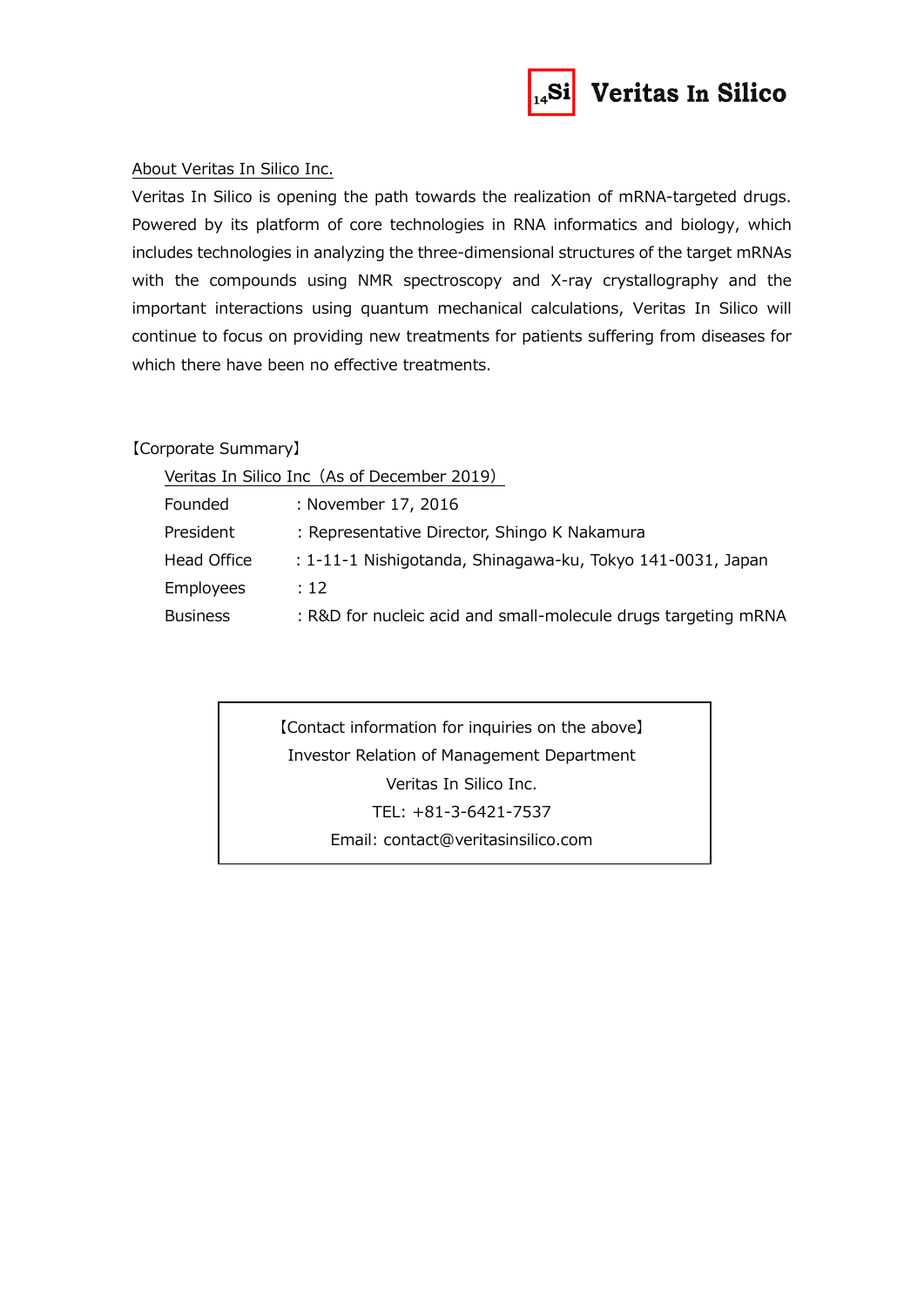About Veritas In Silico Inc.

Veritas In Silico is opening the path towards the realization of mRNA-targeted drugs. Powered by its platform of core technologies in RNA informatics and biology, which includes technologies in analyzing the three-dimensional structures of the target mRNAs with the compounds using NMR spectroscopy and X-ray crystallography and the important interactions using quantum mechanical calculations, Veritas In Silico will continue to focus on providing new treatments for patients suffering from diseases for which there have been no effective treatments.

【Corporate Summary】

Veritas In Silico Inc（As of December 2019）

| | |
|---|---|
| Founded | : November 17, 2016 |
| President | : Representative Director, Shingo K Nakamura |
| Head Office | : 1-11-1 Nishigotanda, Shinagawa-ku, Tokyo 141-0031, Japan |
| Employees | : 12 |
| Business | : R&D for nucleic acid and small-molecule drugs targeting mRNA |

【Contact information for inquiries on the above】
Investor Relation of Management Department
Veritas In Silico Inc.
TEL: +81-3-6421-7537
Email: contact@veritasinsilico.com